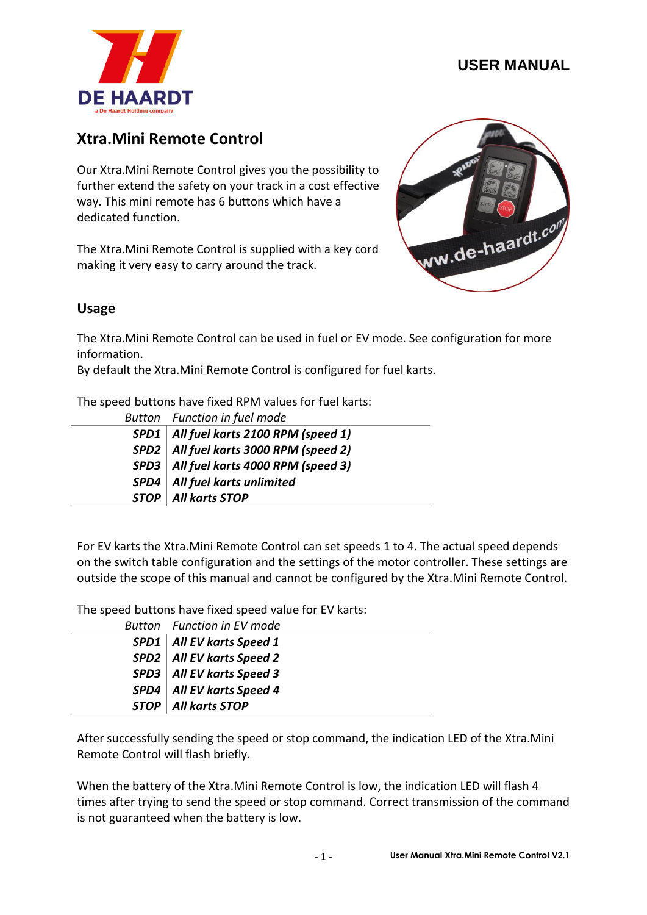DE HAARDT
a De Haardt Holding company

USER MANUAL

## Xtra.Mini Remote Control

Our Xtra.Mini Remote Control gives you the possibility to further extend the safety on your track in a cost effective way. This mini remote has 6 buttons which have a dedicated function.

The Xtra.Mini Remote Control is supplied with a key cord making it very easy to carry around the track.

## Usage

The Xtra.Mini Remote Control can be used in fuel or EV mode. See configuration for more information.
By default the Xtra.Mini Remote Control is configured for fuel karts.

The speed buttons have fixed RPM values for fuel karts:

| *Button* | *Function in fuel mode* |
|---|---|
| ***SPD1*** | ***All fuel karts 2100 RPM (speed 1)*** |
| ***SPD2*** | ***All fuel karts 3000 RPM (speed 2)*** |
| ***SPD3*** | ***All fuel karts 4000 RPM (speed 3)*** |
| ***SPD4*** | ***All fuel karts unlimited*** |
| ***STOP*** | ***All karts STOP*** |

For EV karts the Xtra.Mini Remote Control can set speeds 1 to 4. The actual speed depends on the switch table configuration and the settings of the motor controller. These settings are outside the scope of this manual and cannot be configured by the Xtra.Mini Remote Control.

The speed buttons have fixed speed value for EV karts:

| *Button* | *Function in EV mode* |
|---|---|
| ***SPD1*** | ***All EV karts Speed 1*** |
| ***SPD2*** | ***All EV karts Speed 2*** |
| ***SPD3*** | ***All EV karts Speed 3*** |
| ***SPD4*** | ***All EV karts Speed 4*** |
| ***STOP*** | ***All karts STOP*** |

After successfully sending the speed or stop command, the indication LED of the Xtra.Mini Remote Control will flash briefly.

When the battery of the Xtra.Mini Remote Control is low, the indication LED will flash 4 times after trying to send the speed or stop command. Correct transmission of the command is not guaranteed when the battery is low.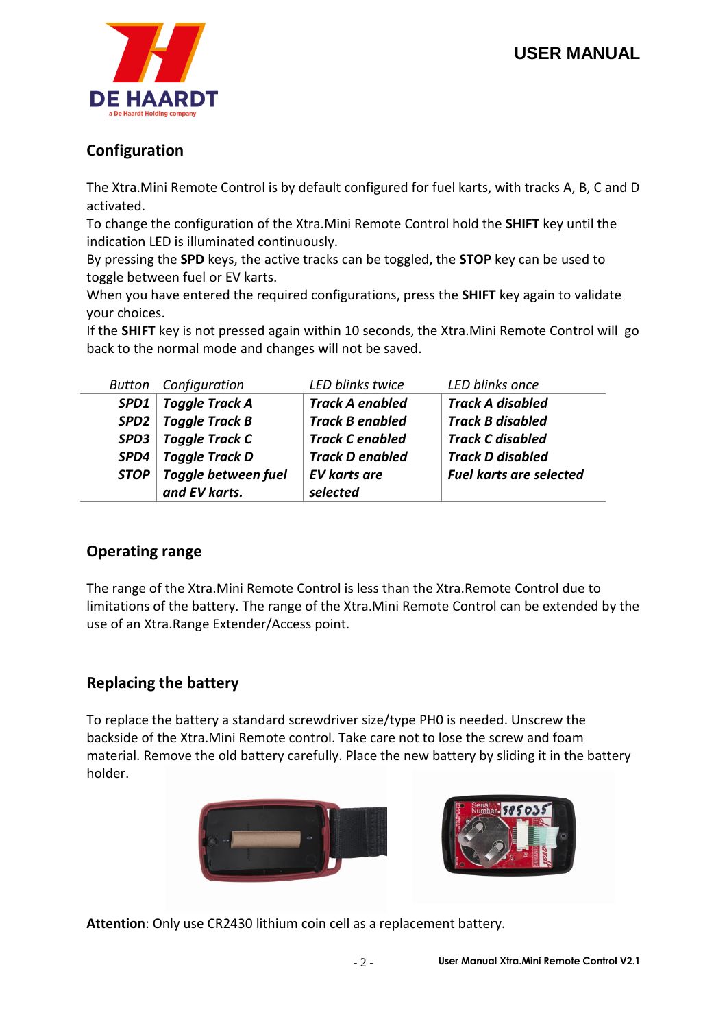## Configuration

The Xtra.Mini Remote Control is by default configured for fuel karts, with tracks A, B, C and D activated.
To change the configuration of the Xtra.Mini Remote Control hold the **SHIFT** key until the indication LED is illuminated continuously.
By pressing the **SPD** keys, the active tracks can be toggled, the **STOP** key can be used to toggle between fuel or EV karts.
When you have entered the required configurations, press the **SHIFT** key again to validate your choices.
If the **SHIFT** key is not pressed again within 10 seconds, the Xtra.Mini Remote Control will go back to the normal mode and changes will not be saved.

| *Button* | *Configuration* | *LED blinks twice* | *LED blinks once* |
|---|---|---|---|
| ***SPD1*** | ***Toggle Track A*** | ***Track A enabled*** | ***Track A disabled*** |
| ***SPD2*** | ***Toggle Track B*** | ***Track B enabled*** | ***Track B disabled*** |
| ***SPD3*** | ***Toggle Track C*** | ***Track C enabled*** | ***Track C disabled*** |
| ***SPD4*** | ***Toggle Track D*** | ***Track D enabled*** | ***Track D disabled*** |
| ***STOP*** | ***Toggle between fuel and EV karts.*** | ***EV karts are selected*** | ***Fuel karts are selected*** |

## Operating range

The range of the Xtra.Mini Remote Control is less than the Xtra.Remote Control due to limitations of the battery. The range of the Xtra.Mini Remote Control can be extended by the use of an Xtra.Range Extender/Access point.

## Replacing the battery

To replace the battery a standard screwdriver size/type PH0 is needed. Unscrew the backside of the Xtra.Mini Remote control. Take care not to lose the screw and foam material. Remove the old battery carefully. Place the new battery by sliding it in the battery holder.

**Attention**: Only use CR2430 lithium coin cell as a replacement battery.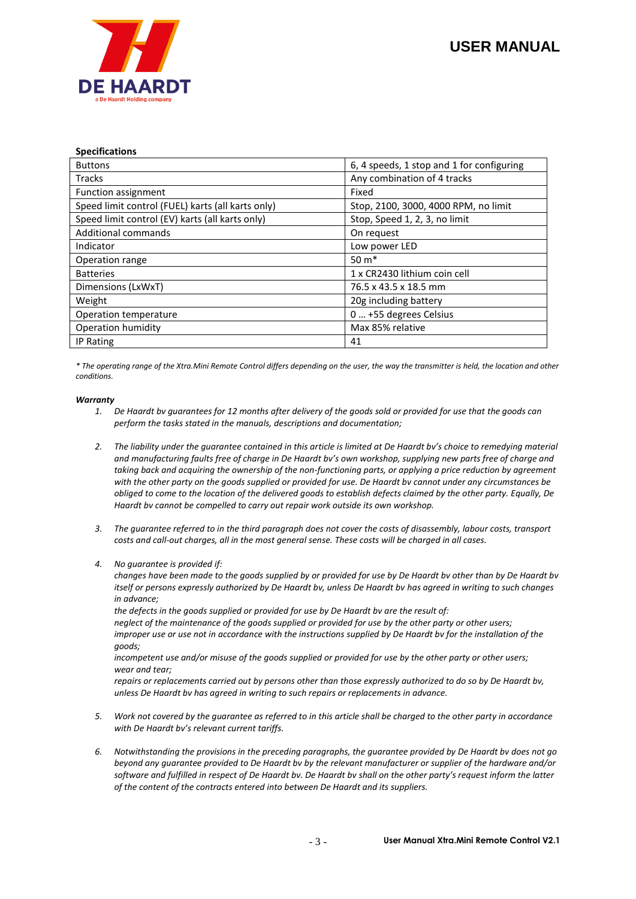**Specifications**

| | |
|---|---|
| Buttons | 6, 4 speeds, 1 stop and 1 for configuring |
| Tracks | Any combination of 4 tracks |
| Function assignment | Fixed |
| Speed limit control (FUEL) karts (all karts only) | Stop, 2100, 3000, 4000 RPM, no limit |
| Speed limit control (EV) karts (all karts only) | Stop, Speed 1, 2, 3, no limit |
| Additional commands | On request |
| Indicator | Low power LED |
| Operation range | 50 m* |
| Batteries | 1 x CR2430 lithium coin cell |
| Dimensions (LxWxT) | 76.5 x 43.5 x 18.5 mm |
| Weight | 20g including battery |
| Operation temperature | 0 … +55 degrees Celsius |
| Operation humidity | Max 85% relative |
| IP Rating | 41 |

*\* The operating range of the Xtra.Mini Remote Control differs depending on the user, the way the transmitter is held, the location and other conditions.*

***Warranty***

1. *De Haardt bv guarantees for 12 months after delivery of the goods sold or provided for use that the goods can perform the tasks stated in the manuals, descriptions and documentation;*

2. *The liability under the guarantee contained in this article is limited at De Haardt bv's choice to remedying material and manufacturing faults free of charge in De Haardt bv's own workshop, supplying new parts free of charge and taking back and acquiring the ownership of the non-functioning parts, or applying a price reduction by agreement with the other party on the goods supplied or provided for use. De Haardt bv cannot under any circumstances be obliged to come to the location of the delivered goods to establish defects claimed by the other party. Equally, De Haardt bv cannot be compelled to carry out repair work outside its own workshop.*

3. *The guarantee referred to in the third paragraph does not cover the costs of disassembly, labour costs, transport costs and call-out charges, all in the most general sense. These costs will be charged in all cases.*

4. *No guarantee is provided if:*
   *changes have been made to the goods supplied by or provided for use by De Haardt bv other than by De Haardt bv itself or persons expressly authorized by De Haardt bv, unless De Haardt bv has agreed in writing to such changes in advance;*
   *the defects in the goods supplied or provided for use by De Haardt bv are the result of:*
   *neglect of the maintenance of the goods supplied or provided for use by the other party or other users;*
   *improper use or use not in accordance with the instructions supplied by De Haardt bv for the installation of the goods;*
   *incompetent use and/or misuse of the goods supplied or provided for use by the other party or other users;*
   *wear and tear;*
   *repairs or replacements carried out by persons other than those expressly authorized to do so by De Haardt bv, unless De Haardt bv has agreed in writing to such repairs or replacements in advance.*

5. *Work not covered by the guarantee as referred to in this article shall be charged to the other party in accordance with De Haardt bv's relevant current tariffs.*

6. *Notwithstanding the provisions in the preceding paragraphs, the guarantee provided by De Haardt bv does not go beyond any guarantee provided to De Haardt bv by the relevant manufacturer or supplier of the hardware and/or software and fulfilled in respect of De Haardt bv. De Haardt bv shall on the other party's request inform the latter of the content of the contracts entered into between De Haardt and its suppliers.*